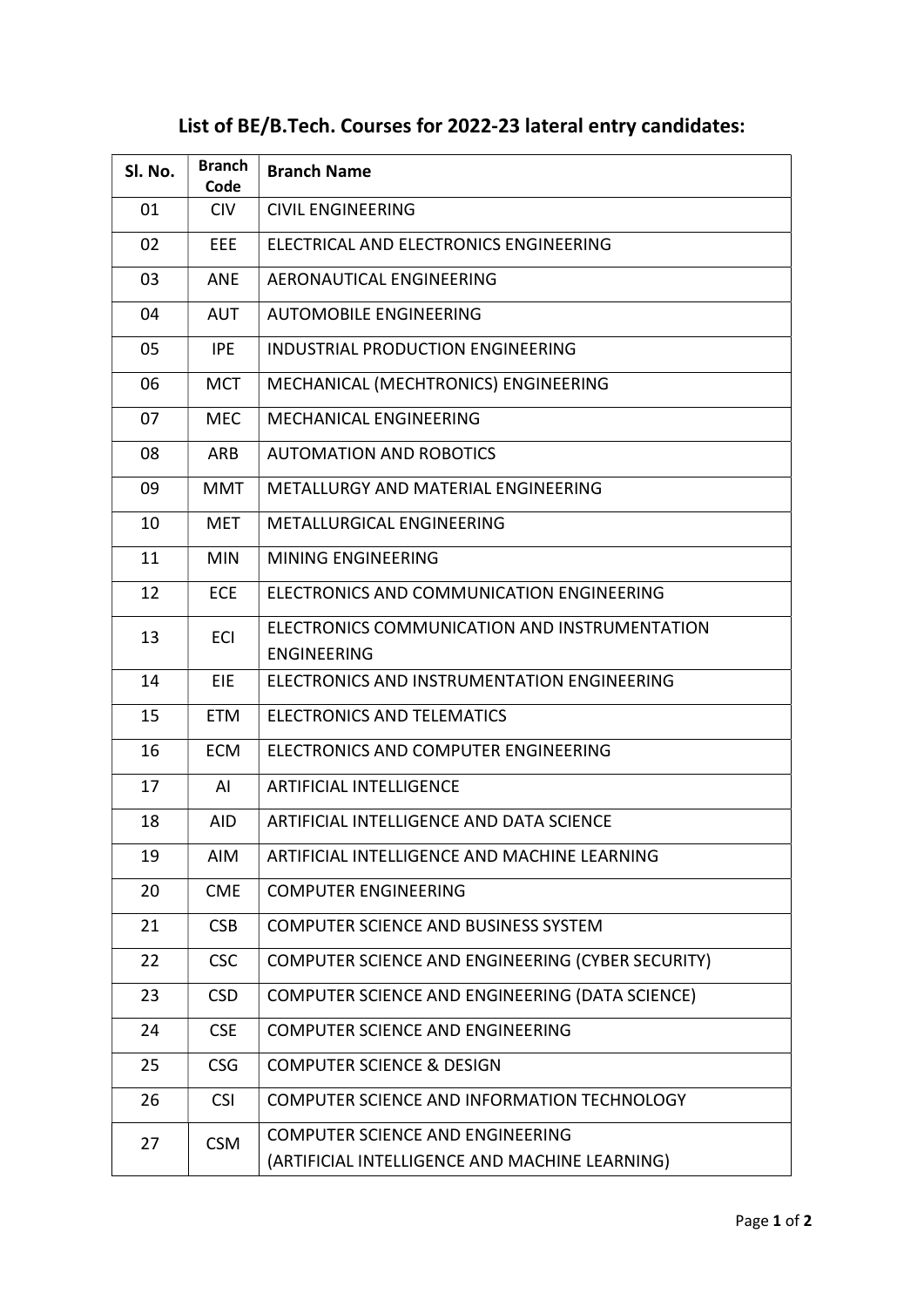# List of BE/B.Tech. Courses for 2022-23 lateral entry candidates:

| Sl. No. | Branch Code | Branch Name |
|---|---|---|
| 01 | CIV | CIVIL ENGINEERING |
| 02 | EEE | ELECTRICAL AND ELECTRONICS ENGINEERING |
| 03 | ANE | AERONAUTICAL ENGINEERING |
| 04 | AUT | AUTOMOBILE ENGINEERING |
| 05 | IPE | INDUSTRIAL PRODUCTION ENGINEERING |
| 06 | MCT | MECHANICAL (MECHTRONICS) ENGINEERING |
| 07 | MEC | MECHANICAL ENGINEERING |
| 08 | ARB | AUTOMATION AND ROBOTICS |
| 09 | MMT | METALLURGY AND MATERIAL ENGINEERING |
| 10 | MET | METALLURGICAL ENGINEERING |
| 11 | MIN | MINING ENGINEERING |
| 12 | ECE | ELECTRONICS AND COMMUNICATION ENGINEERING |
| 13 | ECI | ELECTRONICS COMMUNICATION AND INSTRUMENTATION ENGINEERING |
| 14 | EIE | ELECTRONICS AND INSTRUMENTATION ENGINEERING |
| 15 | ETM | ELECTRONICS AND TELEMATICS |
| 16 | ECM | ELECTRONICS AND COMPUTER ENGINEERING |
| 17 | AI | ARTIFICIAL INTELLIGENCE |
| 18 | AID | ARTIFICIAL INTELLIGENCE AND DATA SCIENCE |
| 19 | AIM | ARTIFICIAL INTELLIGENCE AND MACHINE LEARNING |
| 20 | CME | COMPUTER ENGINEERING |
| 21 | CSB | COMPUTER SCIENCE AND BUSINESS SYSTEM |
| 22 | CSC | COMPUTER SCIENCE AND ENGINEERING (CYBER SECURITY) |
| 23 | CSD | COMPUTER SCIENCE AND ENGINEERING (DATA SCIENCE) |
| 24 | CSE | COMPUTER SCIENCE AND ENGINEERING |
| 25 | CSG | COMPUTER SCIENCE & DESIGN |
| 26 | CSI | COMPUTER SCIENCE AND INFORMATION TECHNOLOGY |
| 27 | CSM | COMPUTER SCIENCE AND ENGINEERING (ARTIFICIAL INTELLIGENCE AND MACHINE LEARNING) |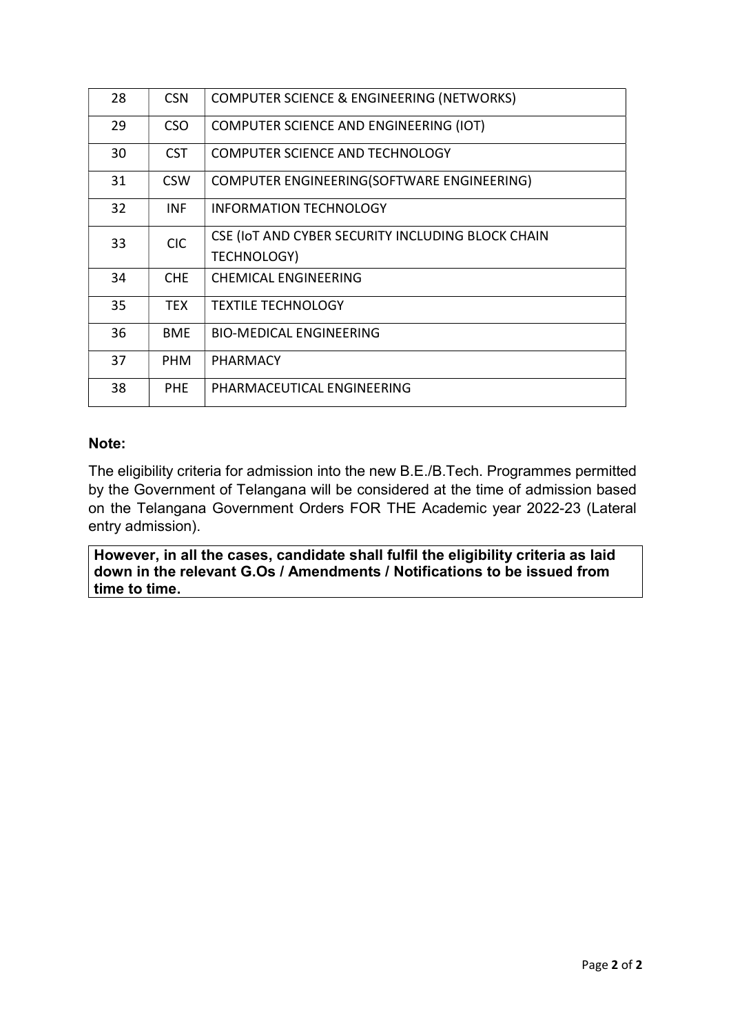| | | |
|---|---|---|
| 28 | CSN | COMPUTER SCIENCE & ENGINEERING (NETWORKS) |
| 29 | CSO | COMPUTER SCIENCE AND ENGINEERING (IOT) |
| 30 | CST | COMPUTER SCIENCE AND TECHNOLOGY |
| 31 | CSW | COMPUTER ENGINEERING(SOFTWARE ENGINEERING) |
| 32 | INF | INFORMATION TECHNOLOGY |
| 33 | CIC | CSE (IoT AND CYBER SECURITY INCLUDING BLOCK CHAIN TECHNOLOGY) |
| 34 | CHE | CHEMICAL ENGINEERING |
| 35 | TEX | TEXTILE TECHNOLOGY |
| 36 | BME | BIO-MEDICAL ENGINEERING |
| 37 | PHM | PHARMACY |
| 38 | PHE | PHARMACEUTICAL ENGINEERING |

**Note:**

The eligibility criteria for admission into the new B.E./B.Tech. Programmes permitted by the Government of Telangana will be considered at the time of admission based on the Telangana Government Orders FOR THE Academic year 2022-23 (Lateral entry admission).

**However, in all the cases, candidate shall fulfil the eligibility criteria as laid down in the relevant G.Os / Amendments / Notifications to be issued from time to time.**